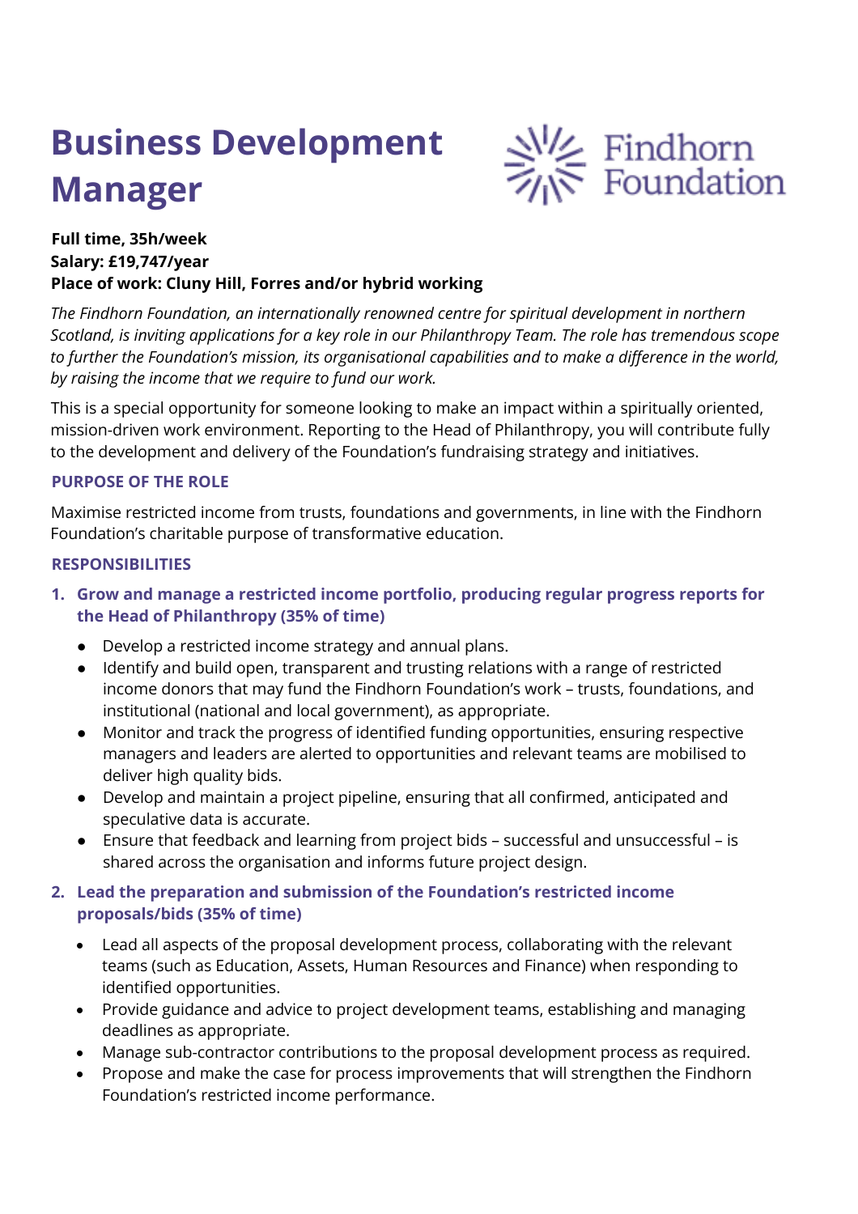# Business Development Manager

Findhorn Foundation

**Full time, 35h/week**
**Salary: £19,747/year**
**Place of work: Cluny Hill, Forres and/or hybrid working**

*The Findhorn Foundation, an internationally renowned centre for spiritual development in northern Scotland, is inviting applications for a key role in our Philanthropy Team. The role has tremendous scope to further the Foundation's mission, its organisational capabilities and to make a difference in the world, by raising the income that we require to fund our work.*

This is a special opportunity for someone looking to make an impact within a spiritually oriented, mission-driven work environment. Reporting to the Head of Philanthropy, you will contribute fully to the development and delivery of the Foundation's fundraising strategy and initiatives.

## PURPOSE OF THE ROLE

Maximise restricted income from trusts, foundations and governments, in line with the Findhorn Foundation's charitable purpose of transformative education.

## RESPONSIBILITIES

1. **Grow and manage a restricted income portfolio, producing regular progress reports for the Head of Philanthropy (35% of time)**
   - Develop a restricted income strategy and annual plans.
   - Identify and build open, transparent and trusting relations with a range of restricted income donors that may fund the Findhorn Foundation's work – trusts, foundations, and institutional (national and local government), as appropriate.
   - Monitor and track the progress of identified funding opportunities, ensuring respective managers and leaders are alerted to opportunities and relevant teams are mobilised to deliver high quality bids.
   - Develop and maintain a project pipeline, ensuring that all confirmed, anticipated and speculative data is accurate.
   - Ensure that feedback and learning from project bids – successful and unsuccessful – is shared across the organisation and informs future project design.
2. **Lead the preparation and submission of the Foundation's restricted income proposals/bids (35% of time)**
   - Lead all aspects of the proposal development process, collaborating with the relevant teams (such as Education, Assets, Human Resources and Finance) when responding to identified opportunities.
   - Provide guidance and advice to project development teams, establishing and managing deadlines as appropriate.
   - Manage sub-contractor contributions to the proposal development process as required.
   - Propose and make the case for process improvements that will strengthen the Findhorn Foundation's restricted income performance.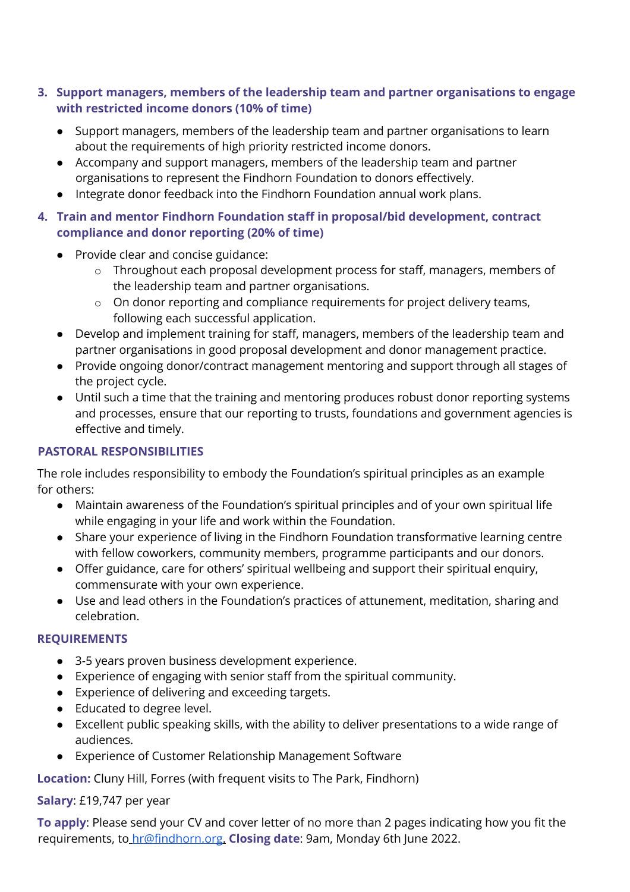3. **Support managers, members of the leadership team and partner organisations to engage with restricted income donors (10% of time)**
    - Support managers, members of the leadership team and partner organisations to learn about the requirements of high priority restricted income donors.
    - Accompany and support managers, members of the leadership team and partner organisations to represent the Findhorn Foundation to donors effectively.
    - Integrate donor feedback into the Findhorn Foundation annual work plans.
4. **Train and mentor Findhorn Foundation staff in proposal/bid development, contract compliance and donor reporting (20% of time)**
    - Provide clear and concise guidance:
        - Throughout each proposal development process for staff, managers, members of the leadership team and partner organisations.
        - On donor reporting and compliance requirements for project delivery teams, following each successful application.
    - Develop and implement training for staff, managers, members of the leadership team and partner organisations in good proposal development and donor management practice.
    - Provide ongoing donor/contract management mentoring and support through all stages of the project cycle.
    - Until such a time that the training and mentoring produces robust donor reporting systems and processes, ensure that our reporting to trusts, foundations and government agencies is effective and timely.

### PASTORAL RESPONSIBILITIES

The role includes responsibility to embody the Foundation's spiritual principles as an example for others:

- Maintain awareness of the Foundation's spiritual principles and of your own spiritual life while engaging in your life and work within the Foundation.
- Share your experience of living in the Findhorn Foundation transformative learning centre with fellow coworkers, community members, programme participants and our donors.
- Offer guidance, care for others' spiritual wellbeing and support their spiritual enquiry, commensurate with your own experience.
- Use and lead others in the Foundation's practices of attunement, meditation, sharing and celebration.

### REQUIREMENTS

- 3-5 years proven business development experience.
- Experience of engaging with senior staff from the spiritual community.
- Experience of delivering and exceeding targets.
- Educated to degree level.
- Excellent public speaking skills, with the ability to deliver presentations to a wide range of audiences.
- Experience of Customer Relationship Management Software

**Location:** Cluny Hill, Forres (with frequent visits to The Park, Findhorn)

**Salary**: £19,747 per year

**To apply**: Please send your CV and cover letter of no more than 2 pages indicating how you fit the requirements, to hr@findhorn.org. **Closing date**: 9am, Monday 6th June 2022.